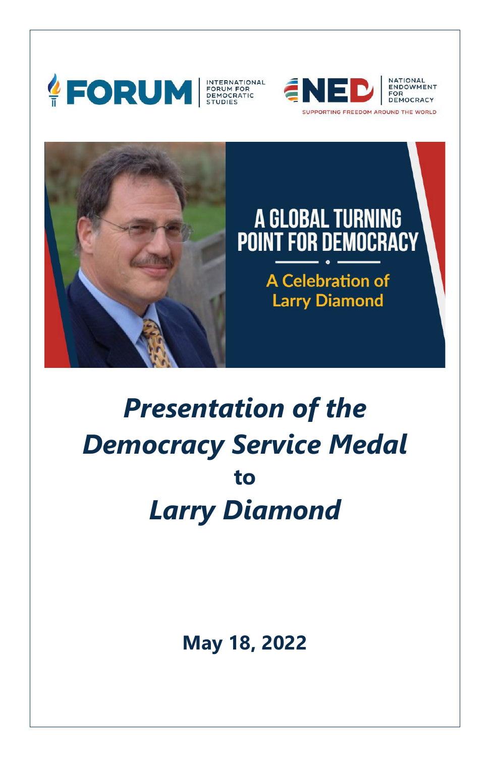FORUM | INTERNATIONAL FORUM FOR DEMOCRATIC STUDIES

NED | NATIONAL ENDOWMENT FOR DEMOCRACY

SUPPORTING FREEDOM AROUND THE WORLD

# A GLOBAL TURNING POINT FOR DEMOCRACY

## A Celebration of Larry Diamond

# *Presentation of the Democracy Service Medal*

# **to**

# *Larry Diamond*

**May 18, 2022**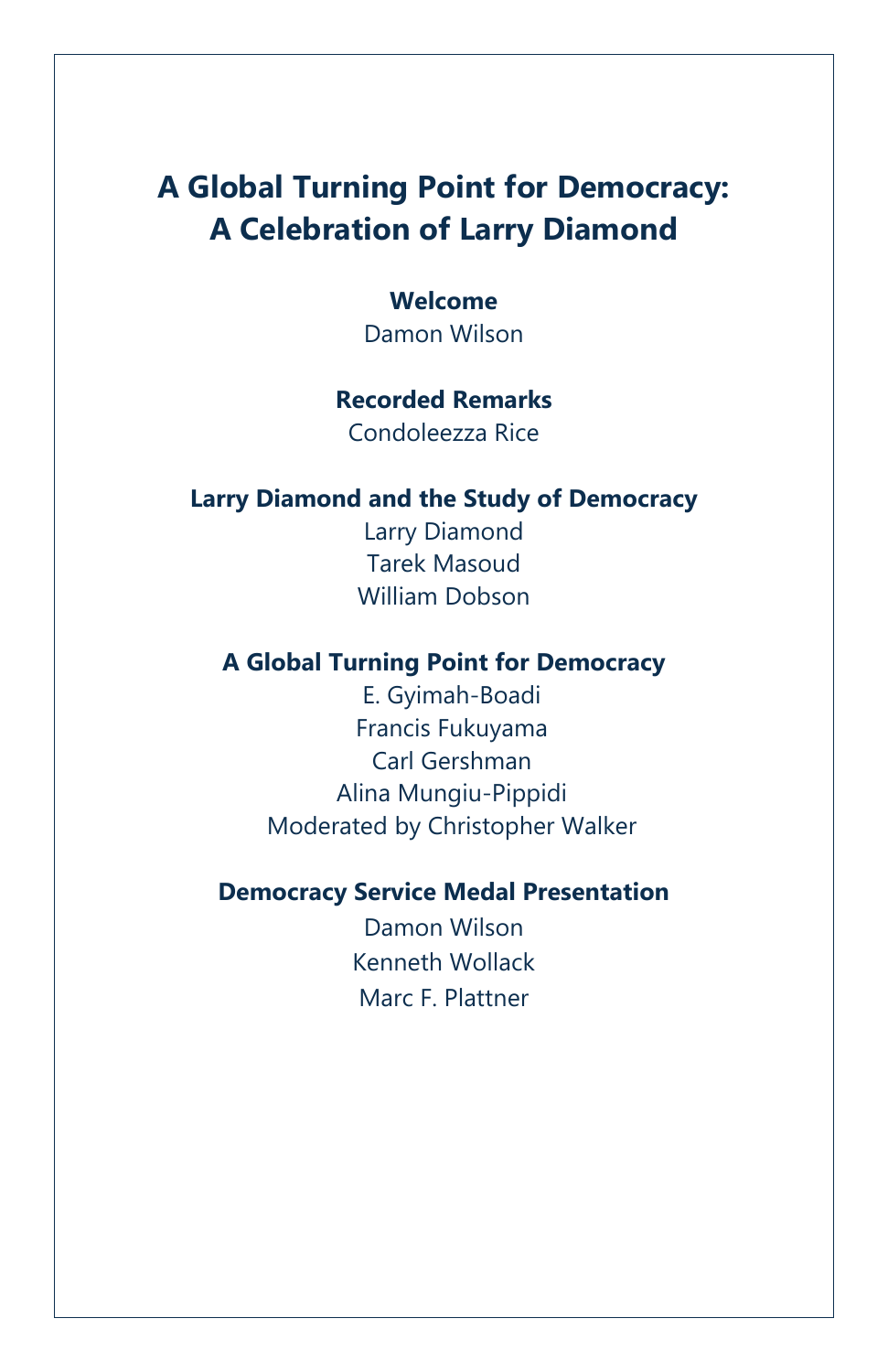# A Global Turning Point for Democracy: A Celebration of Larry Diamond

**Welcome**

Damon Wilson

**Recorded Remarks**

Condoleezza Rice

**Larry Diamond and the Study of Democracy**

Larry Diamond

Tarek Masoud

William Dobson

**A Global Turning Point for Democracy**

E. Gyimah-Boadi

Francis Fukuyama

Carl Gershman

Alina Mungiu-Pippidi

Moderated by Christopher Walker

**Democracy Service Medal Presentation**

Damon Wilson

Kenneth Wollack

Marc F. Plattner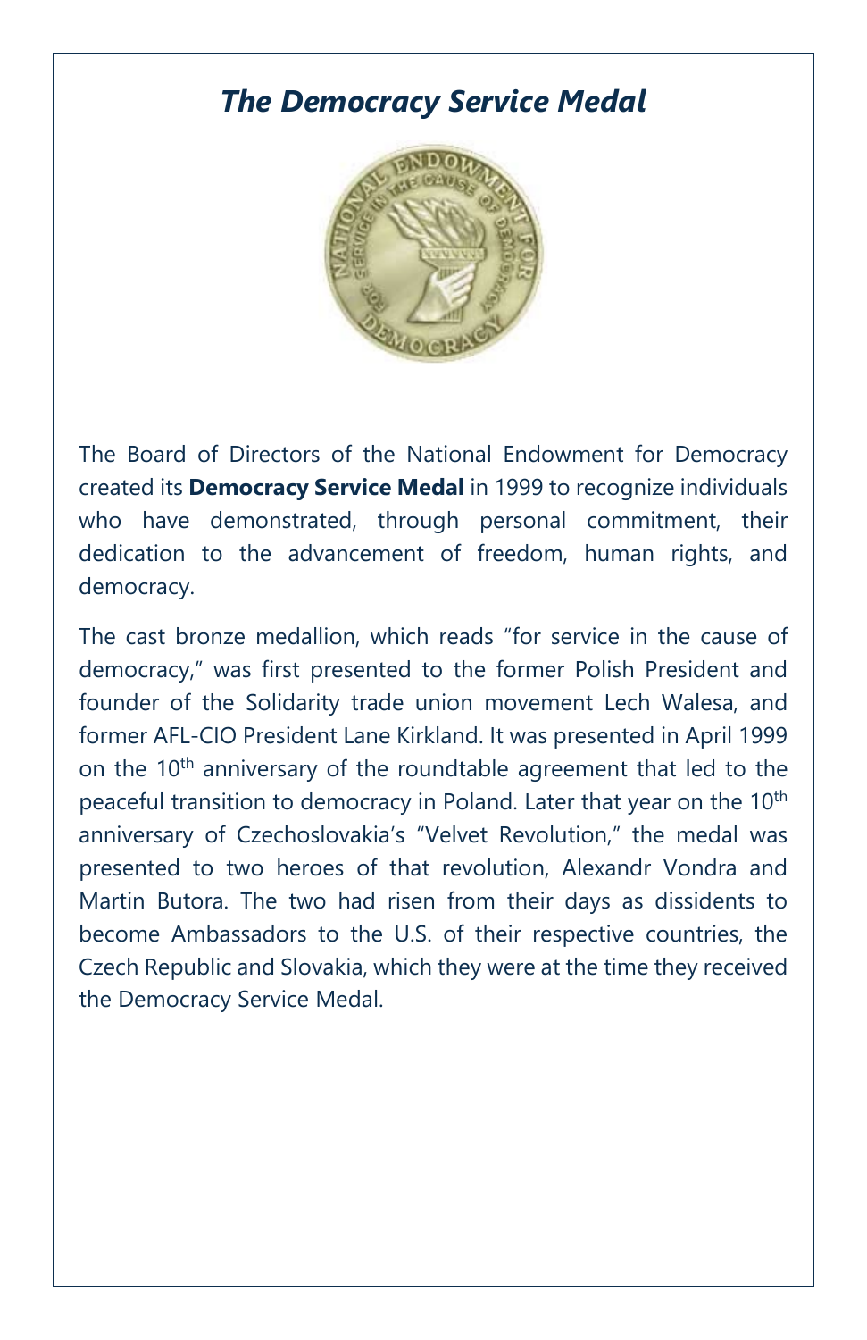# *The Democracy Service Medal*

The Board of Directors of the National Endowment for Democracy created its **Democracy Service Medal** in 1999 to recognize individuals who have demonstrated, through personal commitment, their dedication to the advancement of freedom, human rights, and democracy.

The cast bronze medallion, which reads "for service in the cause of democracy," was first presented to the former Polish President and founder of the Solidarity trade union movement Lech Walesa, and former AFL-CIO President Lane Kirkland. It was presented in April 1999 on the 10th anniversary of the roundtable agreement that led to the peaceful transition to democracy in Poland. Later that year on the 10th anniversary of Czechoslovakia's "Velvet Revolution," the medal was presented to two heroes of that revolution, Alexandr Vondra and Martin Butora. The two had risen from their days as dissidents to become Ambassadors to the U.S. of their respective countries, the Czech Republic and Slovakia, which they were at the time they received the Democracy Service Medal.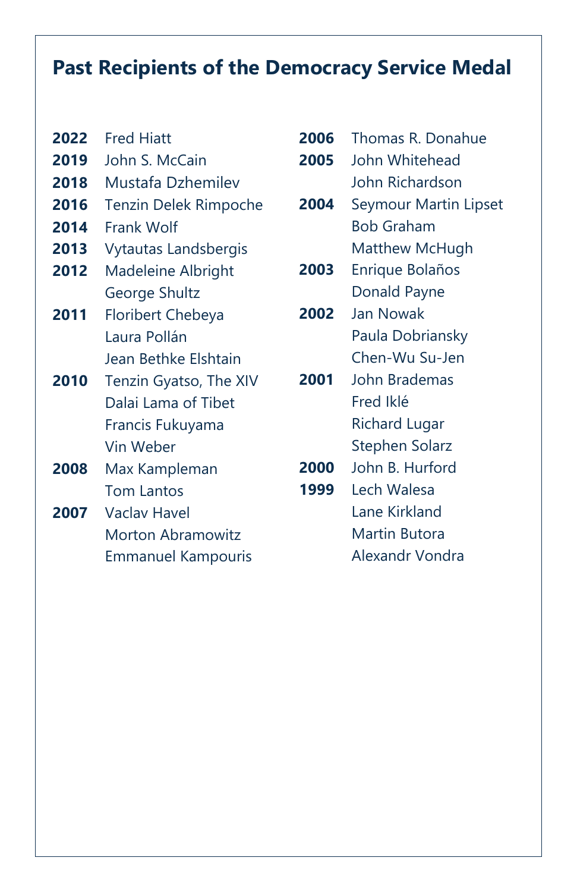## Past Recipients of the Democracy Service Medal

| | |
|---|---|
| **2022** | Fred Hiatt |
| **2019** | John S. McCain |
| **2018** | Mustafa Dzhemilev |
| **2016** | Tenzin Delek Rimpoche |
| **2014** | Frank Wolf |
| **2013** | Vytautas Landsbergis |
| **2012** | Madeleine Albright |
| | George Shultz |
| **2011** | Floribert Chebeya |
| | Laura Pollán |
| | Jean Bethke Elshtain |
| **2010** | Tenzin Gyatso, The XIV Dalai Lama of Tibet |
| | Francis Fukuyama |
| | Vin Weber |
| **2008** | Max Kampleman |
| | Tom Lantos |
| **2007** | Vaclav Havel |
| | Morton Abramowitz |
| | Emmanuel Kampouris |
| **2006** | Thomas R. Donahue |
| **2005** | John Whitehead |
| | John Richardson |
| **2004** | Seymour Martin Lipset |
| | Bob Graham |
| | Matthew McHugh |
| **2003** | Enrique Bolaños |
| | Donald Payne |
| **2002** | Jan Nowak |
| | Paula Dobriansky |
| | Chen-Wu Su-Jen |
| **2001** | John Brademas |
| | Fred Iklé |
| | Richard Lugar |
| | Stephen Solarz |
| **2000** | John B. Hurford |
| **1999** | Lech Walesa |
| | Lane Kirkland |
| | Martin Butora |
| | Alexandr Vondra |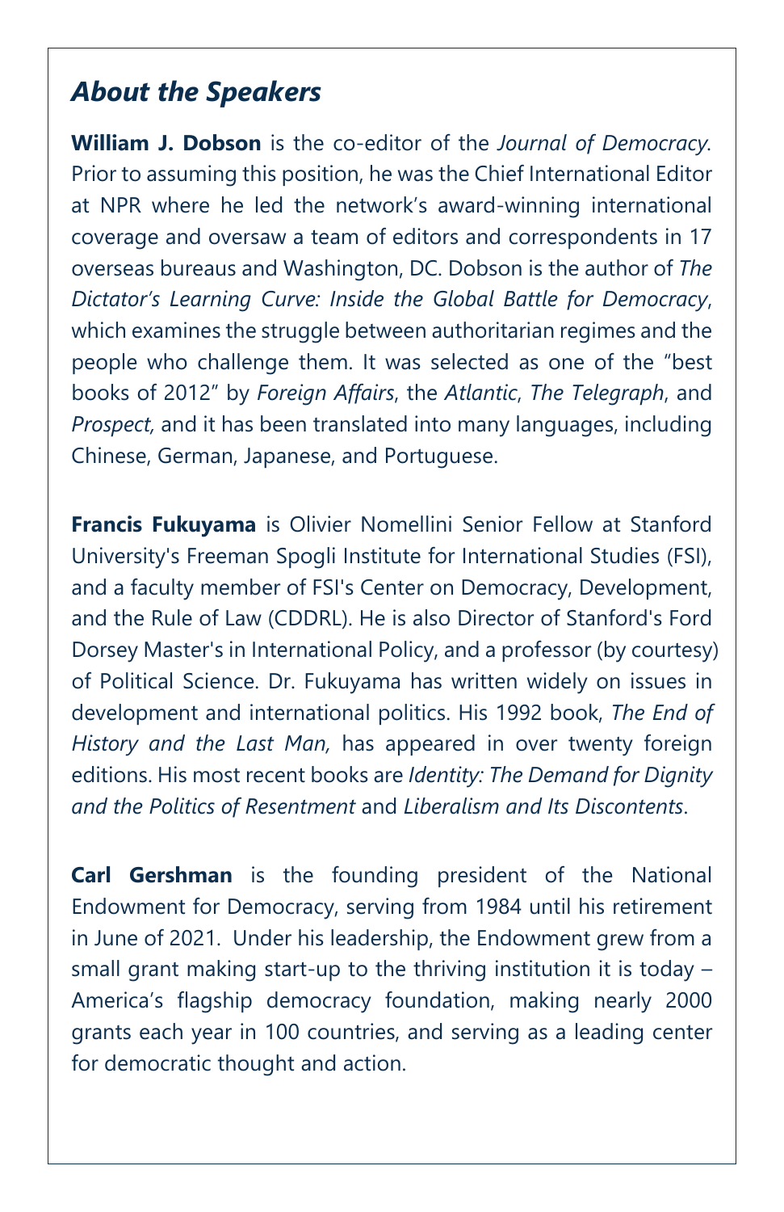## *About the Speakers*

**William J. Dobson** is the co-editor of the *Journal of Democracy*. Prior to assuming this position, he was the Chief International Editor at NPR where he led the network's award-winning international coverage and oversaw a team of editors and correspondents in 17 overseas bureaus and Washington, DC. Dobson is the author of *The Dictator's Learning Curve: Inside the Global Battle for Democracy*, which examines the struggle between authoritarian regimes and the people who challenge them. It was selected as one of the "best books of 2012" by *Foreign Affairs*, the *Atlantic*, *The Telegraph*, and *Prospect,* and it has been translated into many languages, including Chinese, German, Japanese, and Portuguese.

**Francis Fukuyama** is Olivier Nomellini Senior Fellow at Stanford University's Freeman Spogli Institute for International Studies (FSI), and a faculty member of FSI's Center on Democracy, Development, and the Rule of Law (CDDRL). He is also Director of Stanford's Ford Dorsey Master's in International Policy, and a professor (by courtesy) of Political Science. Dr. Fukuyama has written widely on issues in development and international politics. His 1992 book, *The End of History and the Last Man,* has appeared in over twenty foreign editions. His most recent books are *Identity: The Demand for Dignity and the Politics of Resentment* and *Liberalism and Its Discontents*.

**Carl Gershman** is the founding president of the National Endowment for Democracy, serving from 1984 until his retirement in June of 2021. Under his leadership, the Endowment grew from a small grant making start-up to the thriving institution it is today – America's flagship democracy foundation, making nearly 2000 grants each year in 100 countries, and serving as a leading center for democratic thought and action.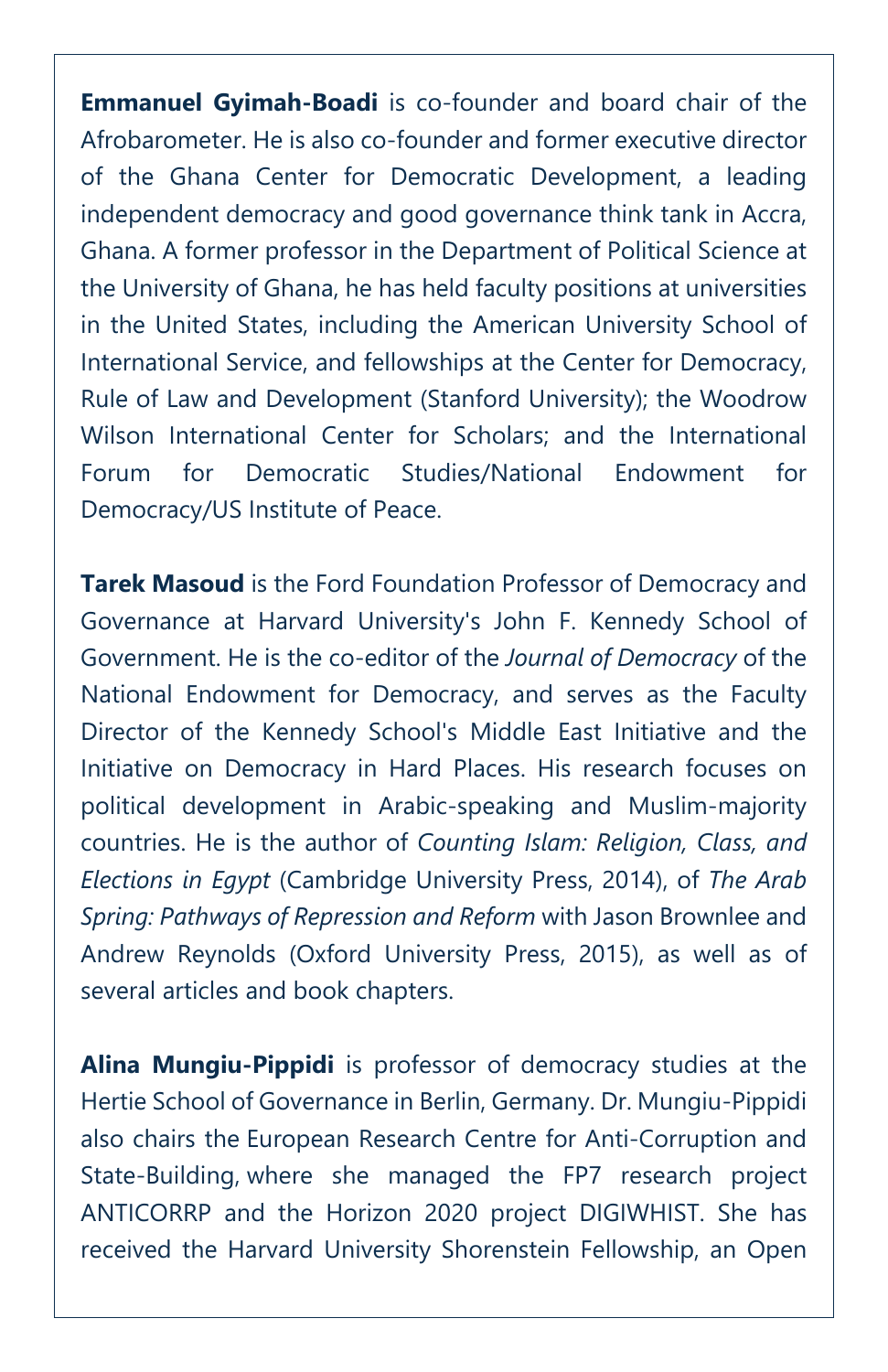**Emmanuel Gyimah-Boadi** is co-founder and board chair of the Afrobarometer. He is also co-founder and former executive director of the Ghana Center for Democratic Development, a leading independent democracy and good governance think tank in Accra, Ghana. A former professor in the Department of Political Science at the University of Ghana, he has held faculty positions at universities in the United States, including the American University School of International Service, and fellowships at the Center for Democracy, Rule of Law and Development (Stanford University); the Woodrow Wilson International Center for Scholars; and the International Forum for Democratic Studies/National Endowment for Democracy/US Institute of Peace.

**Tarek Masoud** is the Ford Foundation Professor of Democracy and Governance at Harvard University's John F. Kennedy School of Government. He is the co-editor of the *Journal of Democracy* of the National Endowment for Democracy, and serves as the Faculty Director of the Kennedy School's Middle East Initiative and the Initiative on Democracy in Hard Places. His research focuses on political development in Arabic-speaking and Muslim-majority countries. He is the author of *Counting Islam: Religion, Class, and Elections in Egypt* (Cambridge University Press, 2014), of *The Arab Spring: Pathways of Repression and Reform* with Jason Brownlee and Andrew Reynolds (Oxford University Press, 2015), as well as of several articles and book chapters.

**Alina Mungiu-Pippidi** is professor of democracy studies at the Hertie School of Governance in Berlin, Germany. Dr. Mungiu-Pippidi also chairs the European Research Centre for Anti-Corruption and State-Building, where she managed the FP7 research project ANTICORRP and the Horizon 2020 project DIGIWHIST. She has received the Harvard University Shorenstein Fellowship, an Open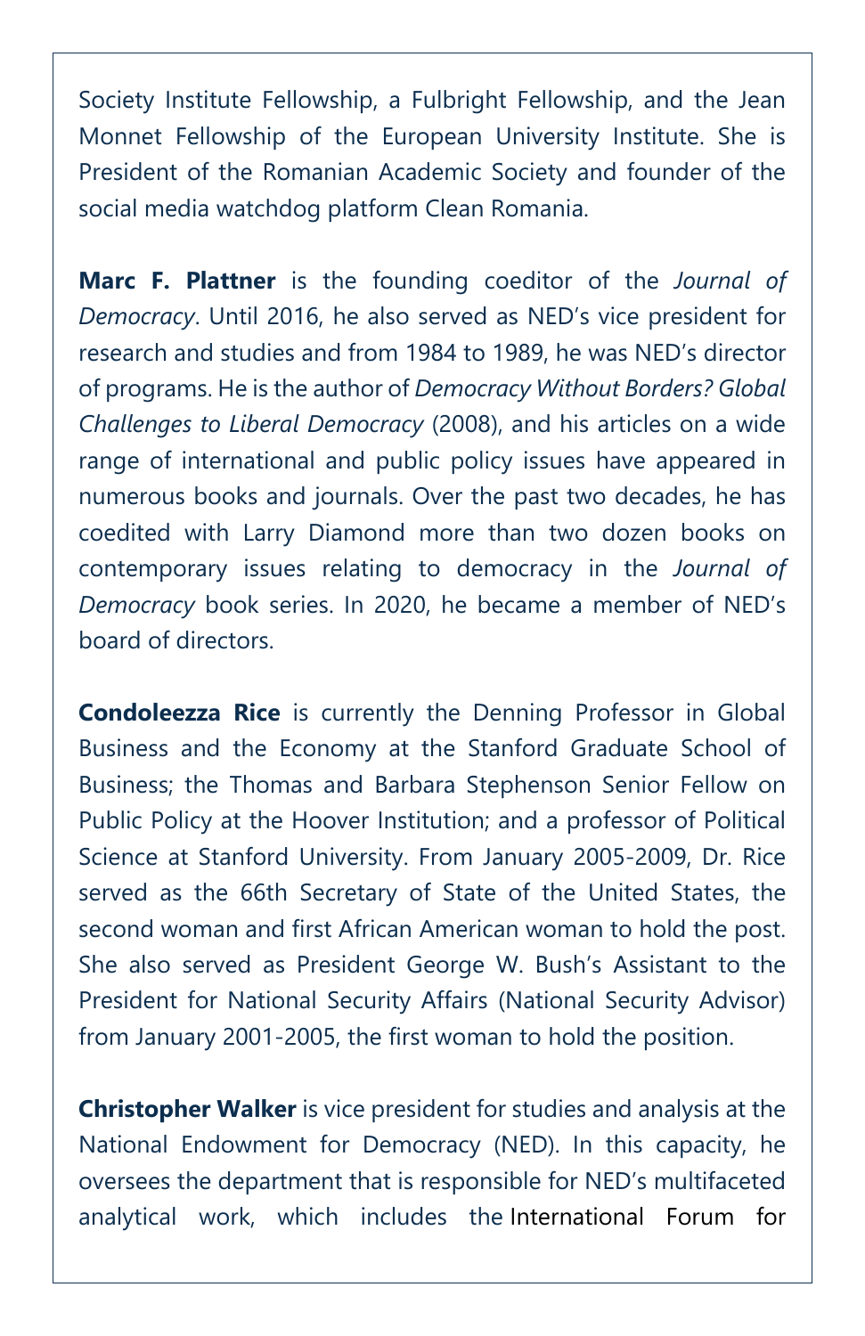Society Institute Fellowship, a Fulbright Fellowship, and the Jean Monnet Fellowship of the European University Institute. She is President of the Romanian Academic Society and founder of the social media watchdog platform Clean Romania.

**Marc F. Plattner** is the founding coeditor of the *Journal of Democracy*. Until 2016, he also served as NED's vice president for research and studies and from 1984 to 1989, he was NED's director of programs. He is the author of *Democracy Without Borders? Global Challenges to Liberal Democracy* (2008), and his articles on a wide range of international and public policy issues have appeared in numerous books and journals. Over the past two decades, he has coedited with Larry Diamond more than two dozen books on contemporary issues relating to democracy in the *Journal of Democracy* book series. In 2020, he became a member of NED's board of directors.

**Condoleezza Rice** is currently the Denning Professor in Global Business and the Economy at the Stanford Graduate School of Business; the Thomas and Barbara Stephenson Senior Fellow on Public Policy at the Hoover Institution; and a professor of Political Science at Stanford University. From January 2005-2009, Dr. Rice served as the 66th Secretary of State of the United States, the second woman and first African American woman to hold the post. She also served as President George W. Bush's Assistant to the President for National Security Affairs (National Security Advisor) from January 2001-2005, the first woman to hold the position.

**Christopher Walker** is vice president for studies and analysis at the National Endowment for Democracy (NED). In this capacity, he oversees the department that is responsible for NED's multifaceted analytical work, which includes the International Forum for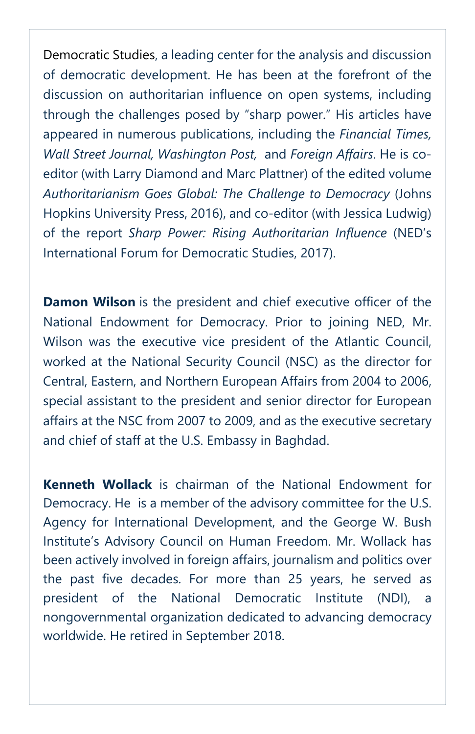Democratic Studies, a leading center for the analysis and discussion of democratic development. He has been at the forefront of the discussion on authoritarian influence on open systems, including through the challenges posed by "sharp power." His articles have appeared in numerous publications, including the *Financial Times, Wall Street Journal, Washington Post,* and *Foreign Affairs*. He is co-editor (with Larry Diamond and Marc Plattner) of the edited volume *Authoritarianism Goes Global: The Challenge to Democracy* (Johns Hopkins University Press, 2016), and co-editor (with Jessica Ludwig) of the report *Sharp Power: Rising Authoritarian Influence* (NED's International Forum for Democratic Studies, 2017).

**Damon Wilson** is the president and chief executive officer of the National Endowment for Democracy. Prior to joining NED, Mr. Wilson was the executive vice president of the Atlantic Council, worked at the National Security Council (NSC) as the director for Central, Eastern, and Northern European Affairs from 2004 to 2006, special assistant to the president and senior director for European affairs at the NSC from 2007 to 2009, and as the executive secretary and chief of staff at the U.S. Embassy in Baghdad.

**Kenneth Wollack** is chairman of the National Endowment for Democracy. He is a member of the advisory committee for the U.S. Agency for International Development, and the George W. Bush Institute's Advisory Council on Human Freedom. Mr. Wollack has been actively involved in foreign affairs, journalism and politics over the past five decades. For more than 25 years, he served as president of the National Democratic Institute (NDI), a nongovernmental organization dedicated to advancing democracy worldwide. He retired in September 2018.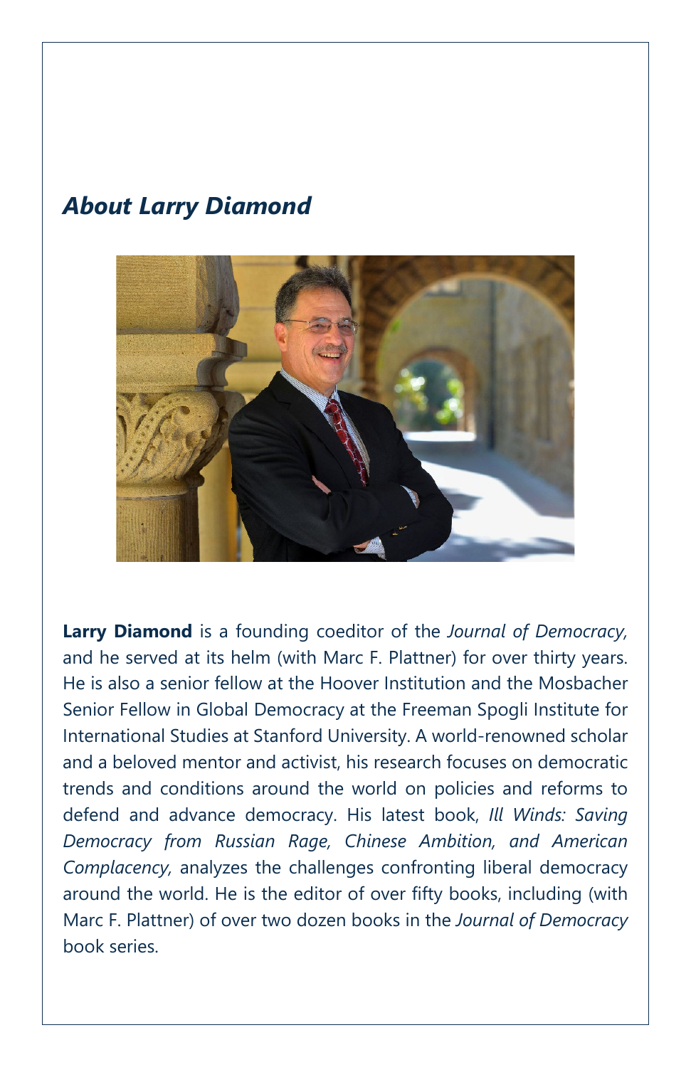## *About Larry Diamond*

**Larry Diamond** is a founding coeditor of the *Journal of Democracy*, and he served at its helm (with Marc F. Plattner) for over thirty years. He is also a senior fellow at the Hoover Institution and the Mosbacher Senior Fellow in Global Democracy at the Freeman Spogli Institute for International Studies at Stanford University. A world-renowned scholar and a beloved mentor and activist, his research focuses on democratic trends and conditions around the world on policies and reforms to defend and advance democracy. His latest book, *Ill Winds: Saving Democracy from Russian Rage, Chinese Ambition, and American Complacency*, analyzes the challenges confronting liberal democracy around the world. He is the editor of over fifty books, including (with Marc F. Plattner) of over two dozen books in the *Journal of Democracy* book series.